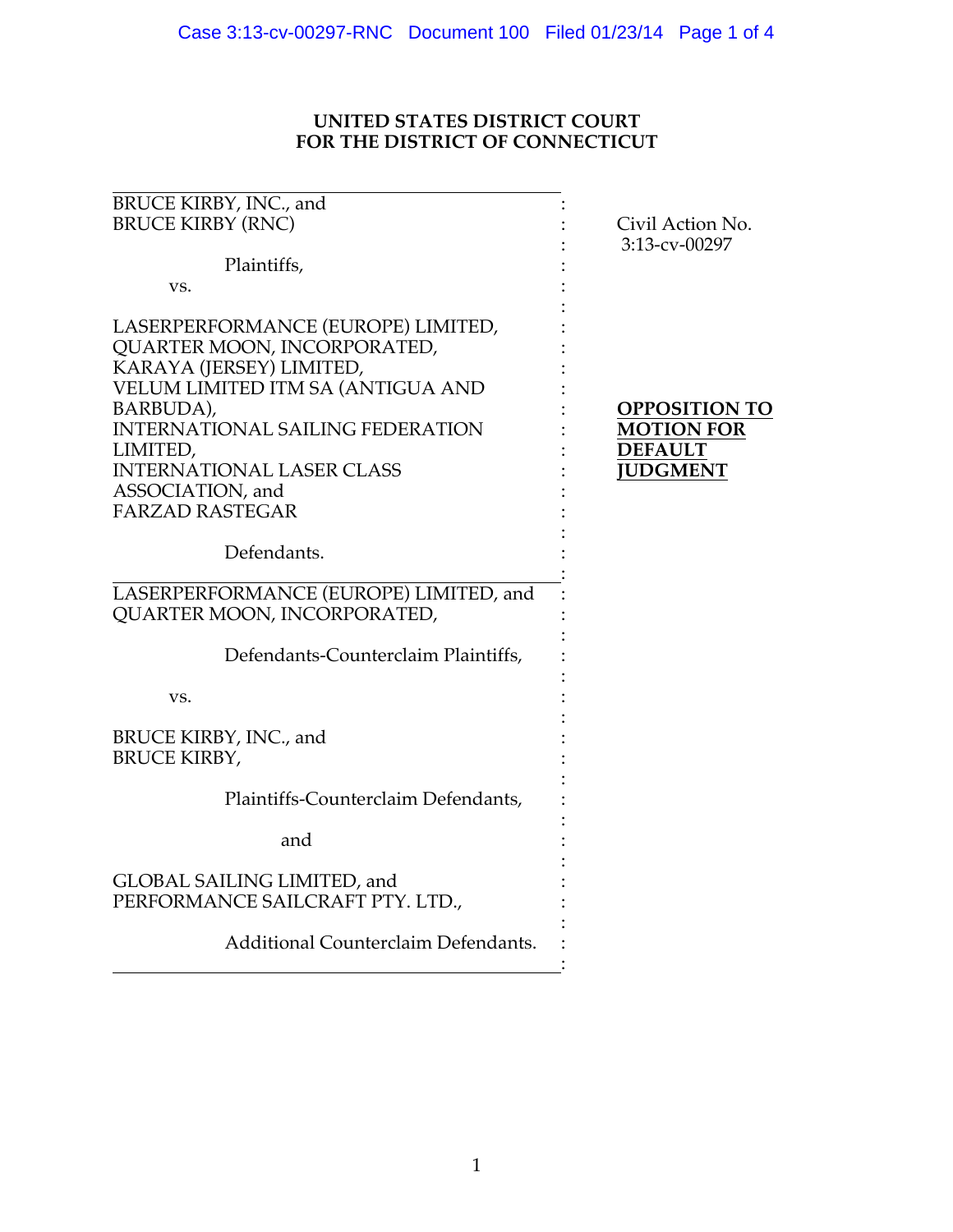**UNITED STATES DISTRICT COURT**
**FOR THE DISTRICT OF CONNECTICUT**

BRUCE KIRBY, INC., and
BRUCE KIRBY (RNC)

Plaintiffs,

vs.

LASERPERFORMANCE (EUROPE) LIMITED,
QUARTER MOON, INCORPORATED,
KARAYA (JERSEY) LIMITED,
VELUM LIMITED ITM SA (ANTIGUA AND BARBUDA),
INTERNATIONAL SAILING FEDERATION LIMITED,
INTERNATIONAL LASER CLASS ASSOCIATION, and
FARZAD RASTEGAR

Defendants.

LASERPERFORMANCE (EUROPE) LIMITED, and
QUARTER MOON, INCORPORATED,

Defendants-Counterclaim Plaintiffs,

vs.

BRUCE KIRBY, INC., and
BRUCE KIRBY,

Plaintiffs-Counterclaim Defendants,

and

GLOBAL SAILING LIMITED, and
PERFORMANCE SAILCRAFT PTY. LTD.,

Additional Counterclaim Defendants.

Civil Action No. 3:13-cv-00297

**OPPOSITION TO MOTION FOR DEFAULT JUDGMENT**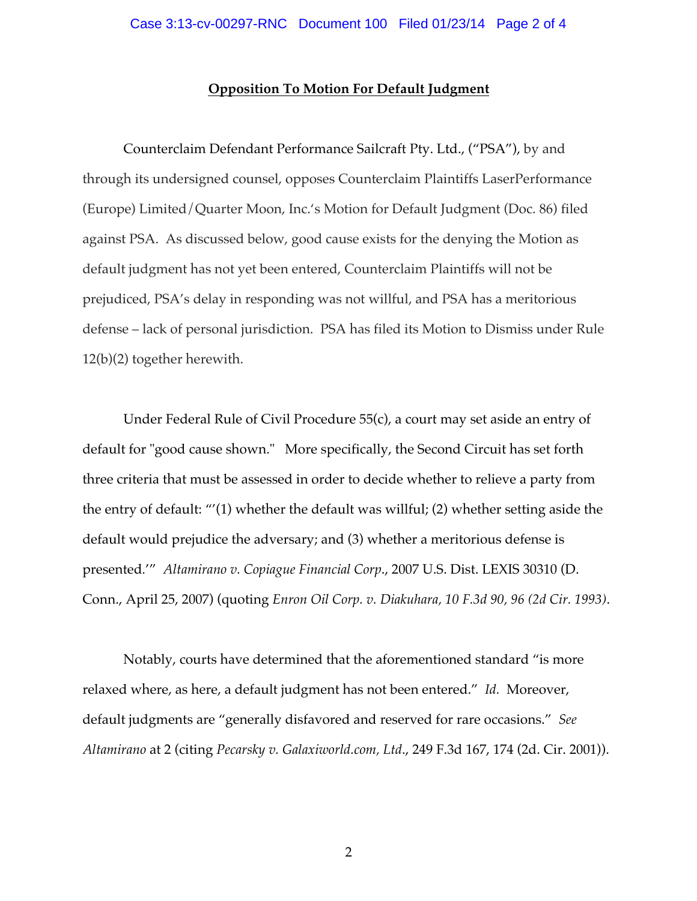**Opposition To Motion For Default Judgment**

Counterclaim Defendant Performance Sailcraft Pty. Ltd., ("PSA"), by and through its undersigned counsel, opposes Counterclaim Plaintiffs LaserPerformance (Europe) Limited/Quarter Moon, Inc.'s Motion for Default Judgment (Doc. 86) filed against PSA. As discussed below, good cause exists for the denying the Motion as default judgment has not yet been entered, Counterclaim Plaintiffs will not be prejudiced, PSA's delay in responding was not willful, and PSA has a meritorious defense – lack of personal jurisdiction. PSA has filed its Motion to Dismiss under Rule 12(b)(2) together herewith.

Under Federal Rule of Civil Procedure 55(c), a court may set aside an entry of default for "good cause shown." More specifically, the Second Circuit has set forth three criteria that must be assessed in order to decide whether to relieve a party from the entry of default: "'(1) whether the default was willful; (2) whether setting aside the default would prejudice the adversary; and (3) whether a meritorious defense is presented.'" *Altamirano v. Copiague Financial Corp*., 2007 U.S. Dist. LEXIS 30310 (D. Conn., April 25, 2007) (quoting *Enron Oil Corp. v. Diakuhara, 10 F.3d 90, 96 (2d Cir. 1993)*.

Notably, courts have determined that the aforementioned standard "is more relaxed where, as here, a default judgment has not been entered." *Id.* Moreover, default judgments are "generally disfavored and reserved for rare occasions." *See Altamirano* at 2 (citing *Pecarsky v. Galaxiworld.com, Ltd*., 249 F.3d 167, 174 (2d. Cir. 2001)).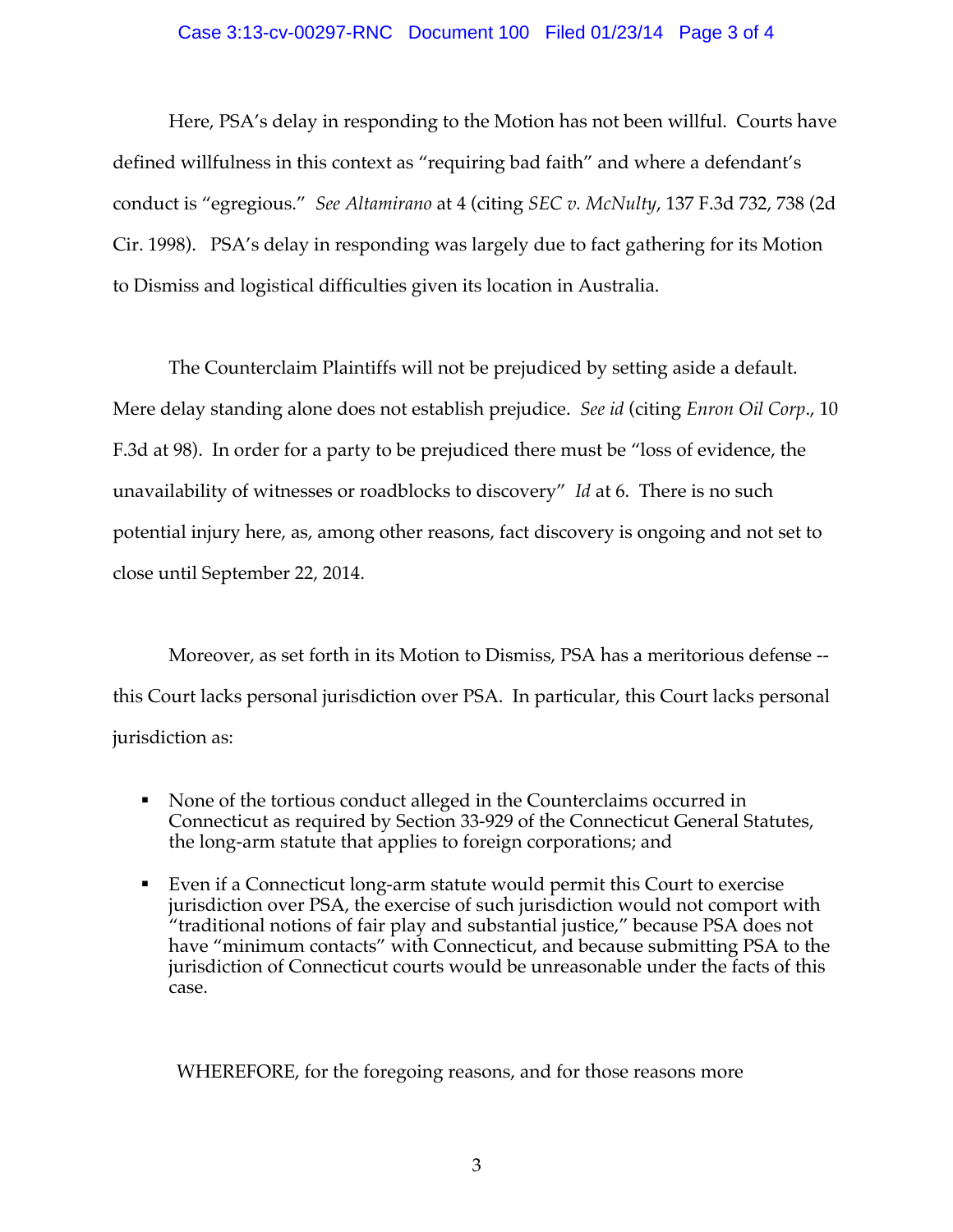Here, PSA's delay in responding to the Motion has not been willful. Courts have defined willfulness in this context as "requiring bad faith" and where a defendant's conduct is "egregious." *See Altamirano* at 4 (citing *SEC v. McNulty*, 137 F.3d 732, 738 (2d Cir. 1998). PSA's delay in responding was largely due to fact gathering for its Motion to Dismiss and logistical difficulties given its location in Australia.

The Counterclaim Plaintiffs will not be prejudiced by setting aside a default. Mere delay standing alone does not establish prejudice. *See id* (citing *Enron Oil Corp*., 10 F.3d at 98). In order for a party to be prejudiced there must be "loss of evidence, the unavailability of witnesses or roadblocks to discovery" *Id* at 6. There is no such potential injury here, as, among other reasons, fact discovery is ongoing and not set to close until September 22, 2014.

Moreover, as set forth in its Motion to Dismiss, PSA has a meritorious defense -- this Court lacks personal jurisdiction over PSA. In particular, this Court lacks personal jurisdiction as:

- None of the tortious conduct alleged in the Counterclaims occurred in Connecticut as required by Section 33-929 of the Connecticut General Statutes, the long-arm statute that applies to foreign corporations; and
- Even if a Connecticut long-arm statute would permit this Court to exercise jurisdiction over PSA, the exercise of such jurisdiction would not comport with "traditional notions of fair play and substantial justice," because PSA does not have "minimum contacts" with Connecticut, and because submitting PSA to the jurisdiction of Connecticut courts would be unreasonable under the facts of this case.

WHEREFORE, for the foregoing reasons, and for those reasons more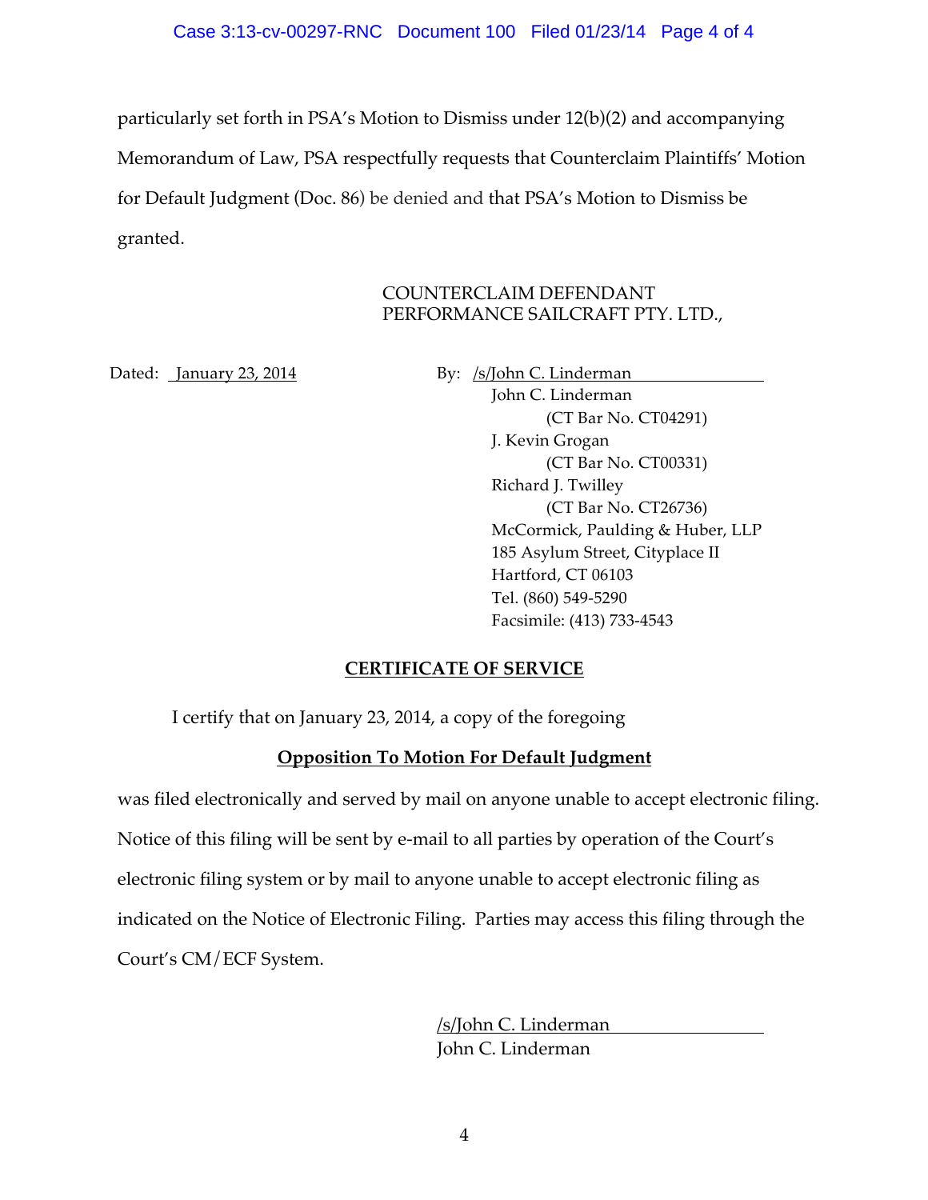particularly set forth in PSA's Motion to Dismiss under 12(b)(2) and accompanying Memorandum of Law, PSA respectfully requests that Counterclaim Plaintiffs' Motion for Default Judgment (Doc. 86) be denied and that PSA's Motion to Dismiss be granted.

COUNTERCLAIM DEFENDANT
PERFORMANCE SAILCRAFT PTY. LTD.,

Dated: January 23, 2014

By: /s/John C. Linderman
John C. Linderman
(CT Bar No. CT04291)
J. Kevin Grogan
(CT Bar No. CT00331)
Richard J. Twilley
(CT Bar No. CT26736)
McCormick, Paulding & Huber, LLP
185 Asylum Street, Cityplace II
Hartford, CT 06103
Tel. (860) 549-5290
Facsimile: (413) 733-4543

**CERTIFICATE OF SERVICE**

I certify that on January 23, 2014, a copy of the foregoing

**Opposition To Motion For Default Judgment**

was filed electronically and served by mail on anyone unable to accept electronic filing. Notice of this filing will be sent by e-mail to all parties by operation of the Court's electronic filing system or by mail to anyone unable to accept electronic filing as indicated on the Notice of Electronic Filing. Parties may access this filing through the Court's CM/ECF System.

/s/John C. Linderman
John C. Linderman